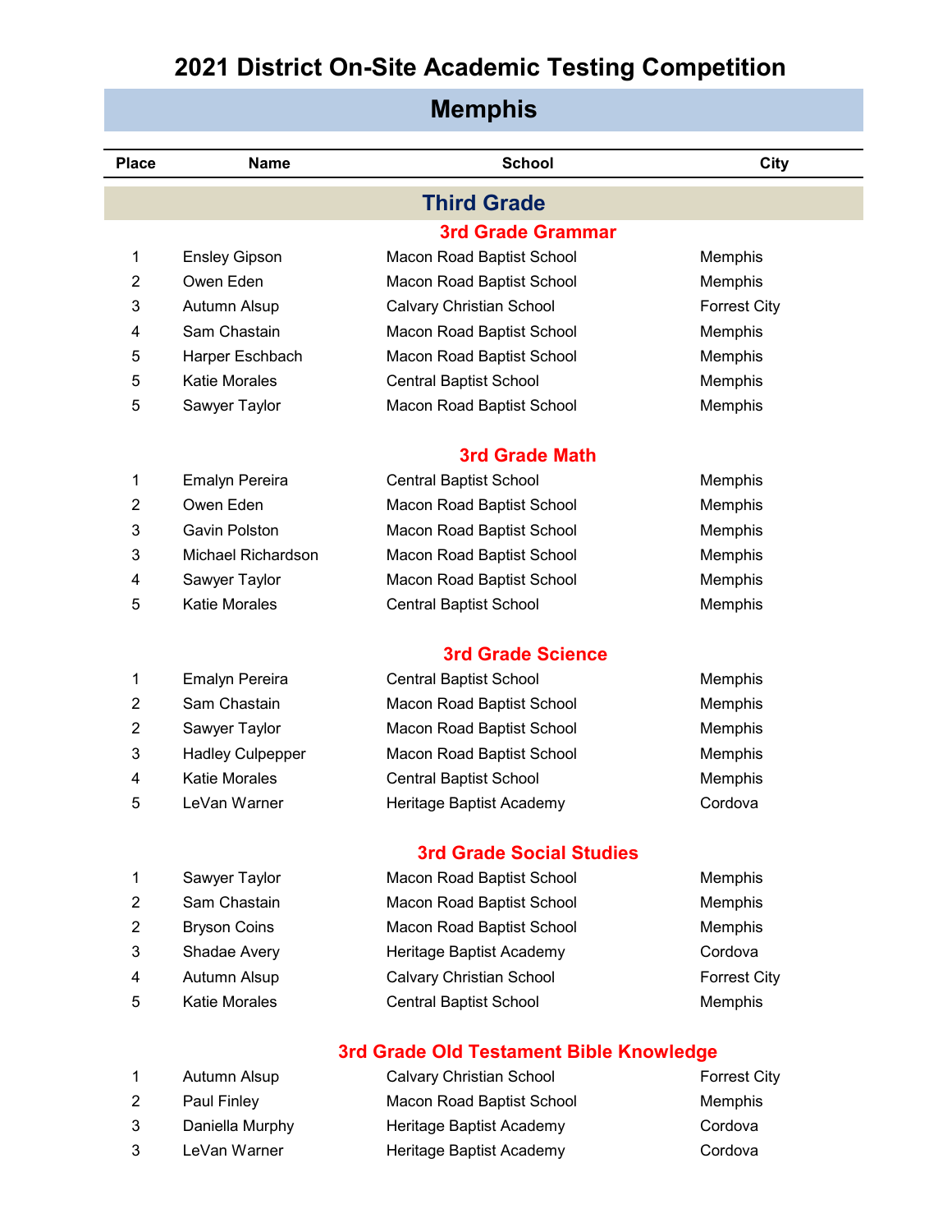# 2021 District On-Site Academic Testing Competition

## Memphis

| Place | Name | School | City |
|---|---|---|---|

## Third Grade

### 3rd Grade Grammar

| Place | Name | School | City |
|---|---|---|---|
| 1 | Ensley Gipson | Macon Road Baptist School | Memphis |
| 2 | Owen Eden | Macon Road Baptist School | Memphis |
| 3 | Autumn Alsup | Calvary Christian School | Forrest City |
| 4 | Sam Chastain | Macon Road Baptist School | Memphis |
| 5 | Harper Eschbach | Macon Road Baptist School | Memphis |
| 5 | Katie Morales | Central Baptist School | Memphis |
| 5 | Sawyer Taylor | Macon Road Baptist School | Memphis |

### 3rd Grade Math

| Place | Name | School | City |
|---|---|---|---|
| 1 | Emalyn Pereira | Central Baptist School | Memphis |
| 2 | Owen Eden | Macon Road Baptist School | Memphis |
| 3 | Gavin Polston | Macon Road Baptist School | Memphis |
| 3 | Michael Richardson | Macon Road Baptist School | Memphis |
| 4 | Sawyer Taylor | Macon Road Baptist School | Memphis |
| 5 | Katie Morales | Central Baptist School | Memphis |

### 3rd Grade Science

| Place | Name | School | City |
|---|---|---|---|
| 1 | Emalyn Pereira | Central Baptist School | Memphis |
| 2 | Sam Chastain | Macon Road Baptist School | Memphis |
| 2 | Sawyer Taylor | Macon Road Baptist School | Memphis |
| 3 | Hadley Culpepper | Macon Road Baptist School | Memphis |
| 4 | Katie Morales | Central Baptist School | Memphis |
| 5 | LeVan Warner | Heritage Baptist Academy | Cordova |

### 3rd Grade Social Studies

| Place | Name | School | City |
|---|---|---|---|
| 1 | Sawyer Taylor | Macon Road Baptist School | Memphis |
| 2 | Sam Chastain | Macon Road Baptist School | Memphis |
| 2 | Bryson Coins | Macon Road Baptist School | Memphis |
| 3 | Shadae Avery | Heritage Baptist Academy | Cordova |
| 4 | Autumn Alsup | Calvary Christian School | Forrest City |
| 5 | Katie Morales | Central Baptist School | Memphis |

### 3rd Grade Old Testament Bible Knowledge

| Place | Name | School | City |
|---|---|---|---|
| 1 | Autumn Alsup | Calvary Christian School | Forrest City |
| 2 | Paul Finley | Macon Road Baptist School | Memphis |
| 3 | Daniella Murphy | Heritage Baptist Academy | Cordova |
| 3 | LeVan Warner | Heritage Baptist Academy | Cordova |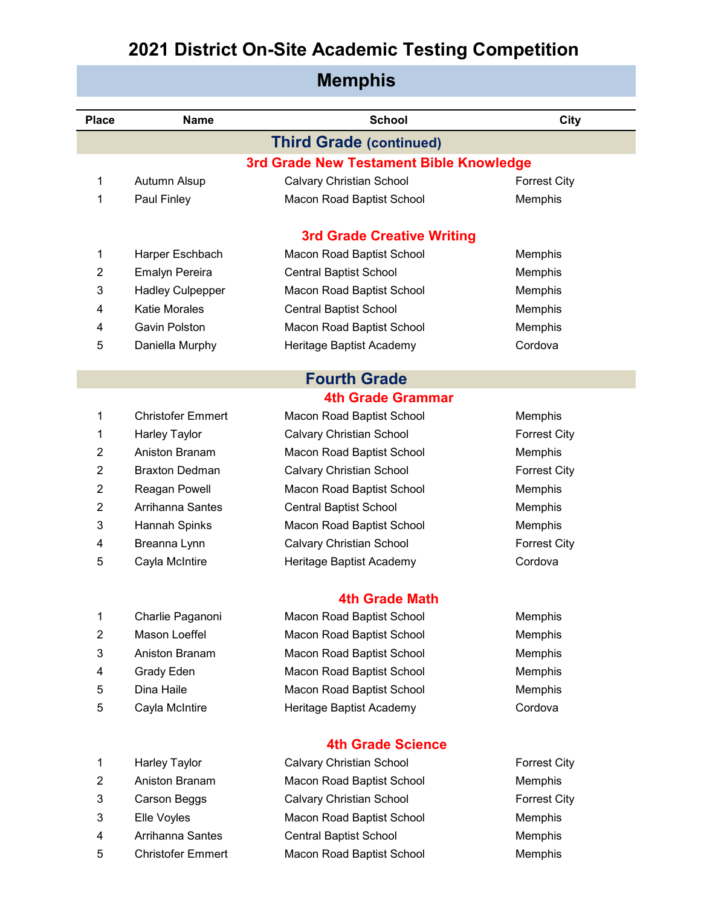# 2021 District On-Site Academic Testing Competition

## Memphis

| Place | Name | School | City |
|---|---|---|---|
| **Third Grade (continued)** | | | |
| **3rd Grade New Testament Bible Knowledge** | | | |
| 1 | Autumn Alsup | Calvary Christian School | Forrest City |
| 1 | Paul Finley | Macon Road Baptist School | Memphis |
| **3rd Grade Creative Writing** | | | |
| 1 | Harper Eschbach | Macon Road Baptist School | Memphis |
| 2 | Emalyn Pereira | Central Baptist School | Memphis |
| 3 | Hadley Culpepper | Macon Road Baptist School | Memphis |
| 4 | Katie Morales | Central Baptist School | Memphis |
| 4 | Gavin Polston | Macon Road Baptist School | Memphis |
| 5 | Daniella Murphy | Heritage Baptist Academy | Cordova |
| **Fourth Grade** | | | |
| **4th Grade Grammar** | | | |
| 1 | Christofer Emmert | Macon Road Baptist School | Memphis |
| 1 | Harley Taylor | Calvary Christian School | Forrest City |
| 2 | Aniston Branam | Macon Road Baptist School | Memphis |
| 2 | Braxton Dedman | Calvary Christian School | Forrest City |
| 2 | Reagan Powell | Macon Road Baptist School | Memphis |
| 2 | Arrihanna Santes | Central Baptist School | Memphis |
| 3 | Hannah Spinks | Macon Road Baptist School | Memphis |
| 4 | Breanna Lynn | Calvary Christian School | Forrest City |
| 5 | Cayla McIntire | Heritage Baptist Academy | Cordova |
| **4th Grade Math** | | | |
| 1 | Charlie Paganoni | Macon Road Baptist School | Memphis |
| 2 | Mason Loeffel | Macon Road Baptist School | Memphis |
| 3 | Aniston Branam | Macon Road Baptist School | Memphis |
| 4 | Grady Eden | Macon Road Baptist School | Memphis |
| 5 | Dina Haile | Macon Road Baptist School | Memphis |
| 5 | Cayla McIntire | Heritage Baptist Academy | Cordova |
| **4th Grade Science** | | | |
| 1 | Harley Taylor | Calvary Christian School | Forrest City |
| 2 | Aniston Branam | Macon Road Baptist School | Memphis |
| 3 | Carson Beggs | Calvary Christian School | Forrest City |
| 3 | Elle Voyles | Macon Road Baptist School | Memphis |
| 4 | Arrihanna Santes | Central Baptist School | Memphis |
| 5 | Christofer Emmert | Macon Road Baptist School | Memphis |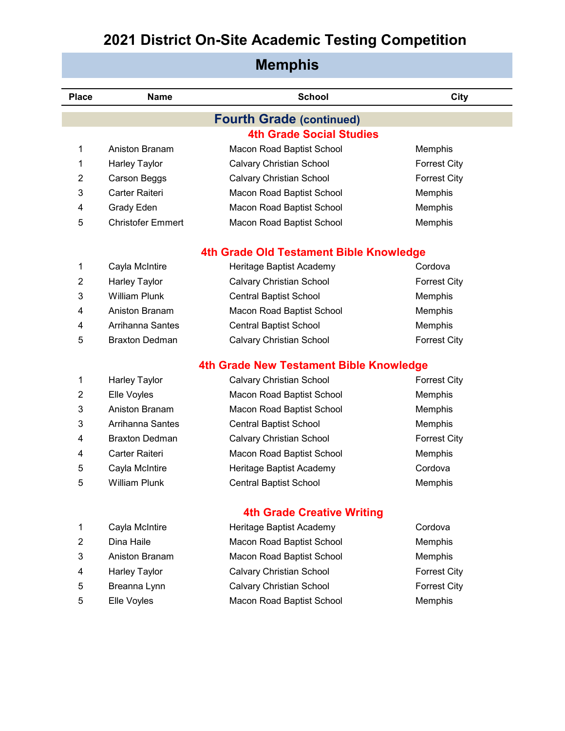# 2021 District On-Site Academic Testing Competition

## Memphis

| Place | Name | School | City |
|---|---|---|---|

### Fourth Grade (continued)

#### 4th Grade Social Studies

| Place | Name | School | City |
|---|---|---|---|
| 1 | Aniston Branam | Macon Road Baptist School | Memphis |
| 1 | Harley Taylor | Calvary Christian School | Forrest City |
| 2 | Carson Beggs | Calvary Christian School | Forrest City |
| 3 | Carter Raiteri | Macon Road Baptist School | Memphis |
| 4 | Grady Eden | Macon Road Baptist School | Memphis |
| 5 | Christofer Emmert | Macon Road Baptist School | Memphis |

#### 4th Grade Old Testament Bible Knowledge

| Place | Name | School | City |
|---|---|---|---|
| 1 | Cayla McIntire | Heritage Baptist Academy | Cordova |
| 2 | Harley Taylor | Calvary Christian School | Forrest City |
| 3 | William Plunk | Central Baptist School | Memphis |
| 4 | Aniston Branam | Macon Road Baptist School | Memphis |
| 4 | Arrihanna Santes | Central Baptist School | Memphis |
| 5 | Braxton Dedman | Calvary Christian School | Forrest City |

#### 4th Grade New Testament Bible Knowledge

| Place | Name | School | City |
|---|---|---|---|
| 1 | Harley Taylor | Calvary Christian School | Forrest City |
| 2 | Elle Voyles | Macon Road Baptist School | Memphis |
| 3 | Aniston Branam | Macon Road Baptist School | Memphis |
| 3 | Arrihanna Santes | Central Baptist School | Memphis |
| 4 | Braxton Dedman | Calvary Christian School | Forrest City |
| 4 | Carter Raiteri | Macon Road Baptist School | Memphis |
| 5 | Cayla McIntire | Heritage Baptist Academy | Cordova |
| 5 | William Plunk | Central Baptist School | Memphis |

#### 4th Grade Creative Writing

| Place | Name | School | City |
|---|---|---|---|
| 1 | Cayla McIntire | Heritage Baptist Academy | Cordova |
| 2 | Dina Haile | Macon Road Baptist School | Memphis |
| 3 | Aniston Branam | Macon Road Baptist School | Memphis |
| 4 | Harley Taylor | Calvary Christian School | Forrest City |
| 5 | Breanna Lynn | Calvary Christian School | Forrest City |
| 5 | Elle Voyles | Macon Road Baptist School | Memphis |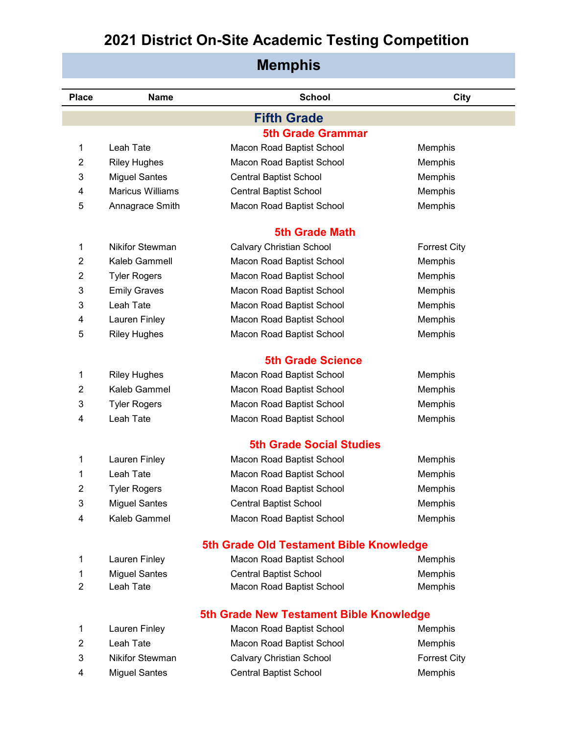# 2021 District On-Site Academic Testing Competition

## Memphis

| Place | Name | School | City |
|---|---|---|---|
| **Fifth Grade** | | | |
| **5th Grade Grammar** | | | |
| 1 | Leah Tate | Macon Road Baptist School | Memphis |
| 2 | Riley Hughes | Macon Road Baptist School | Memphis |
| 3 | Miguel Santes | Central Baptist School | Memphis |
| 4 | Maricus Williams | Central Baptist School | Memphis |
| 5 | Annagrace Smith | Macon Road Baptist School | Memphis |
| **5th Grade Math** | | | |
| 1 | Nikifor Stewman | Calvary Christian School | Forrest City |
| 2 | Kaleb Gammell | Macon Road Baptist School | Memphis |
| 2 | Tyler Rogers | Macon Road Baptist School | Memphis |
| 3 | Emily Graves | Macon Road Baptist School | Memphis |
| 3 | Leah Tate | Macon Road Baptist School | Memphis |
| 4 | Lauren Finley | Macon Road Baptist School | Memphis |
| 5 | Riley Hughes | Macon Road Baptist School | Memphis |
| **5th Grade Science** | | | |
| 1 | Riley Hughes | Macon Road Baptist School | Memphis |
| 2 | Kaleb Gammel | Macon Road Baptist School | Memphis |
| 3 | Tyler Rogers | Macon Road Baptist School | Memphis |
| 4 | Leah Tate | Macon Road Baptist School | Memphis |
| **5th Grade Social Studies** | | | |
| 1 | Lauren Finley | Macon Road Baptist School | Memphis |
| 1 | Leah Tate | Macon Road Baptist School | Memphis |
| 2 | Tyler Rogers | Macon Road Baptist School | Memphis |
| 3 | Miguel Santes | Central Baptist School | Memphis |
| 4 | Kaleb Gammel | Macon Road Baptist School | Memphis |
| **5th Grade Old Testament Bible Knowledge** | | | |
| 1 | Lauren Finley | Macon Road Baptist School | Memphis |
| 1 | Miguel Santes | Central Baptist School | Memphis |
| 2 | Leah Tate | Macon Road Baptist School | Memphis |
| **5th Grade New Testament Bible Knowledge** | | | |
| 1 | Lauren Finley | Macon Road Baptist School | Memphis |
| 2 | Leah Tate | Macon Road Baptist School | Memphis |
| 3 | Nikifor Stewman | Calvary Christian School | Forrest City |
| 4 | Miguel Santes | Central Baptist School | Memphis |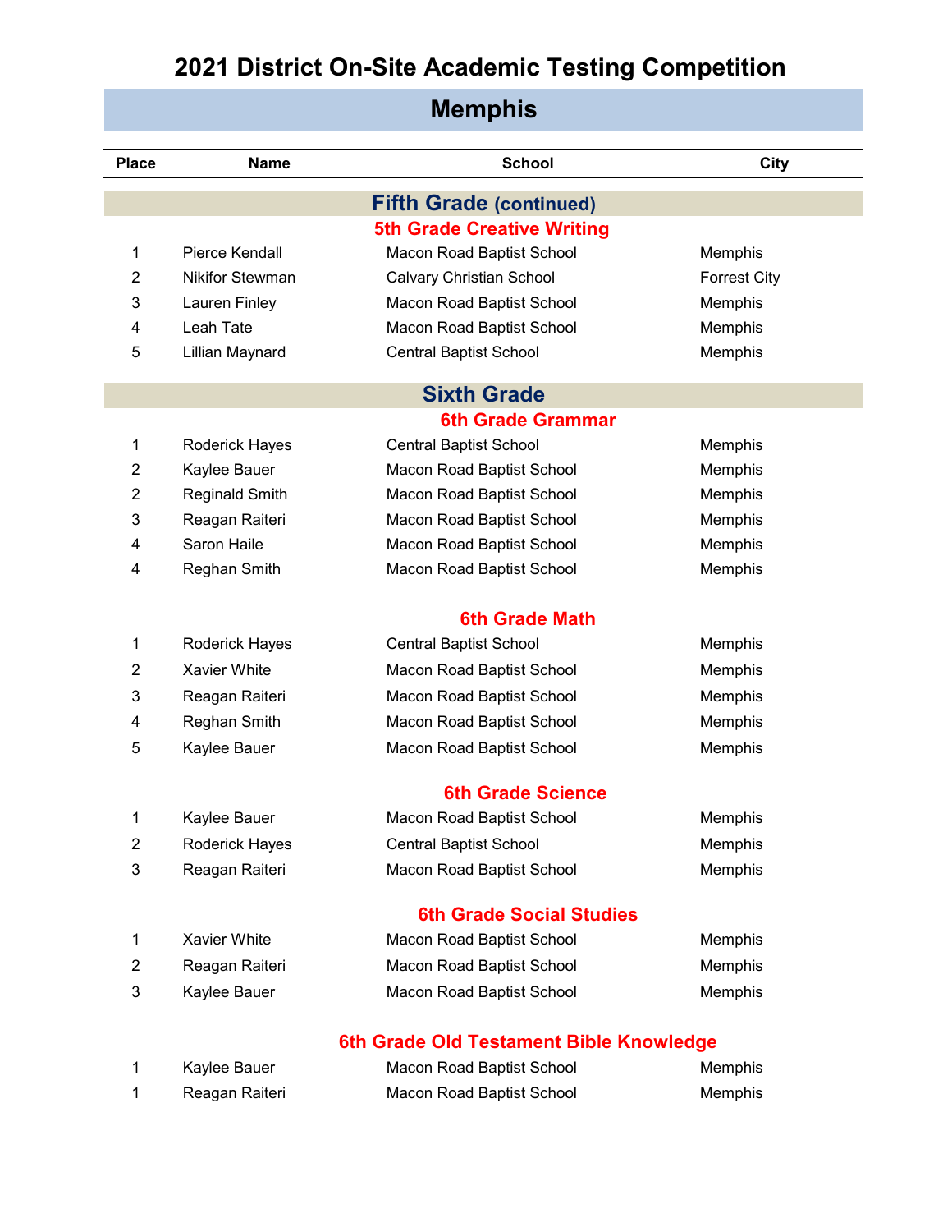# 2021 District On-Site Academic Testing Competition

## Memphis

| Place | Name | School | City |
|---|---|---|---|

## Fifth Grade (continued)

### 5th Grade Creative Writing

| Place | Name | School | City |
|---|---|---|---|
| 1 | Pierce Kendall | Macon Road Baptist School | Memphis |
| 2 | Nikifor Stewman | Calvary Christian School | Forrest City |
| 3 | Lauren Finley | Macon Road Baptist School | Memphis |
| 4 | Leah Tate | Macon Road Baptist School | Memphis |
| 5 | Lillian Maynard | Central Baptist School | Memphis |

## Sixth Grade

### 6th Grade Grammar

| Place | Name | School | City |
|---|---|---|---|
| 1 | Roderick Hayes | Central Baptist School | Memphis |
| 2 | Kaylee Bauer | Macon Road Baptist School | Memphis |
| 2 | Reginald Smith | Macon Road Baptist School | Memphis |
| 3 | Reagan Raiteri | Macon Road Baptist School | Memphis |
| 4 | Saron Haile | Macon Road Baptist School | Memphis |
| 4 | Reghan Smith | Macon Road Baptist School | Memphis |

### 6th Grade Math

| Place | Name | School | City |
|---|---|---|---|
| 1 | Roderick Hayes | Central Baptist School | Memphis |
| 2 | Xavier White | Macon Road Baptist School | Memphis |
| 3 | Reagan Raiteri | Macon Road Baptist School | Memphis |
| 4 | Reghan Smith | Macon Road Baptist School | Memphis |
| 5 | Kaylee Bauer | Macon Road Baptist School | Memphis |

### 6th Grade Science

| Place | Name | School | City |
|---|---|---|---|
| 1 | Kaylee Bauer | Macon Road Baptist School | Memphis |
| 2 | Roderick Hayes | Central Baptist School | Memphis |
| 3 | Reagan Raiteri | Macon Road Baptist School | Memphis |

### 6th Grade Social Studies

| Place | Name | School | City |
|---|---|---|---|
| 1 | Xavier White | Macon Road Baptist School | Memphis |
| 2 | Reagan Raiteri | Macon Road Baptist School | Memphis |
| 3 | Kaylee Bauer | Macon Road Baptist School | Memphis |

### 6th Grade Old Testament Bible Knowledge

| Place | Name | School | City |
|---|---|---|---|
| 1 | Kaylee Bauer | Macon Road Baptist School | Memphis |
| 1 | Reagan Raiteri | Macon Road Baptist School | Memphis |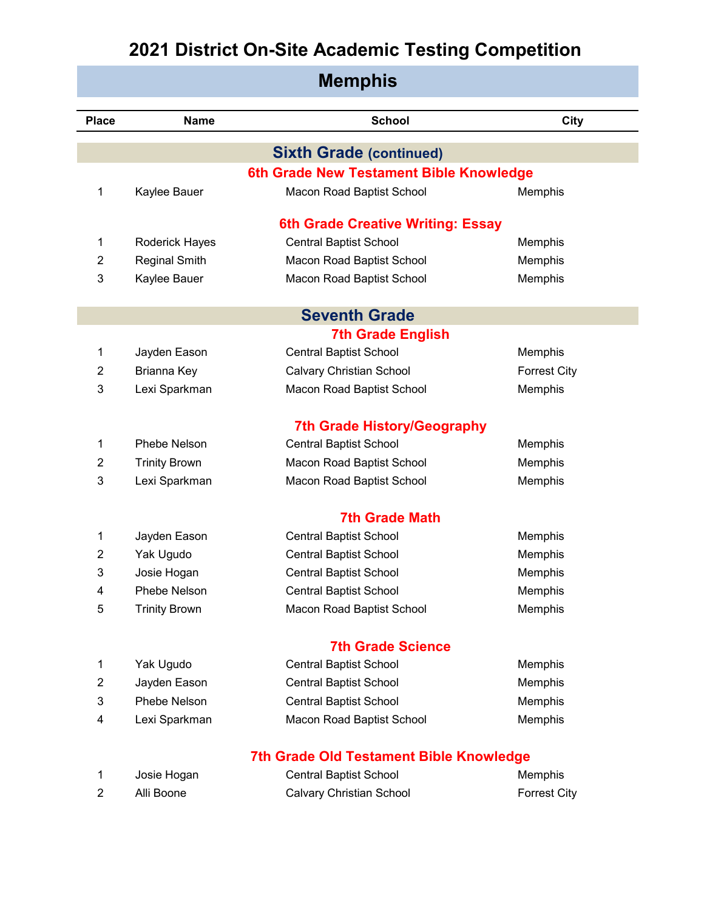# 2021 District On-Site Academic Testing Competition

## Memphis

| Place | Name | School | City |
|---|---|---|---|

### Sixth Grade (continued)

#### 6th Grade New Testament Bible Knowledge

| Place | Name | School | City |
|---|---|---|---|
| 1 | Kaylee Bauer | Macon Road Baptist School | Memphis |

#### 6th Grade Creative Writing: Essay

| Place | Name | School | City |
|---|---|---|---|
| 1 | Roderick Hayes | Central Baptist School | Memphis |
| 2 | Reginal Smith | Macon Road Baptist School | Memphis |
| 3 | Kaylee Bauer | Macon Road Baptist School | Memphis |

### Seventh Grade

#### 7th Grade English

| Place | Name | School | City |
|---|---|---|---|
| 1 | Jayden Eason | Central Baptist School | Memphis |
| 2 | Brianna Key | Calvary Christian School | Forrest City |
| 3 | Lexi Sparkman | Macon Road Baptist School | Memphis |

#### 7th Grade History/Geography

| Place | Name | School | City |
|---|---|---|---|
| 1 | Phebe Nelson | Central Baptist School | Memphis |
| 2 | Trinity Brown | Macon Road Baptist School | Memphis |
| 3 | Lexi Sparkman | Macon Road Baptist School | Memphis |

#### 7th Grade Math

| Place | Name | School | City |
|---|---|---|---|
| 1 | Jayden Eason | Central Baptist School | Memphis |
| 2 | Yak Ugudo | Central Baptist School | Memphis |
| 3 | Josie Hogan | Central Baptist School | Memphis |
| 4 | Phebe Nelson | Central Baptist School | Memphis |
| 5 | Trinity Brown | Macon Road Baptist School | Memphis |

#### 7th Grade Science

| Place | Name | School | City |
|---|---|---|---|
| 1 | Yak Ugudo | Central Baptist School | Memphis |
| 2 | Jayden Eason | Central Baptist School | Memphis |
| 3 | Phebe Nelson | Central Baptist School | Memphis |
| 4 | Lexi Sparkman | Macon Road Baptist School | Memphis |

#### 7th Grade Old Testament Bible Knowledge

| Place | Name | School | City |
|---|---|---|---|
| 1 | Josie Hogan | Central Baptist School | Memphis |
| 2 | Alli Boone | Calvary Christian School | Forrest City |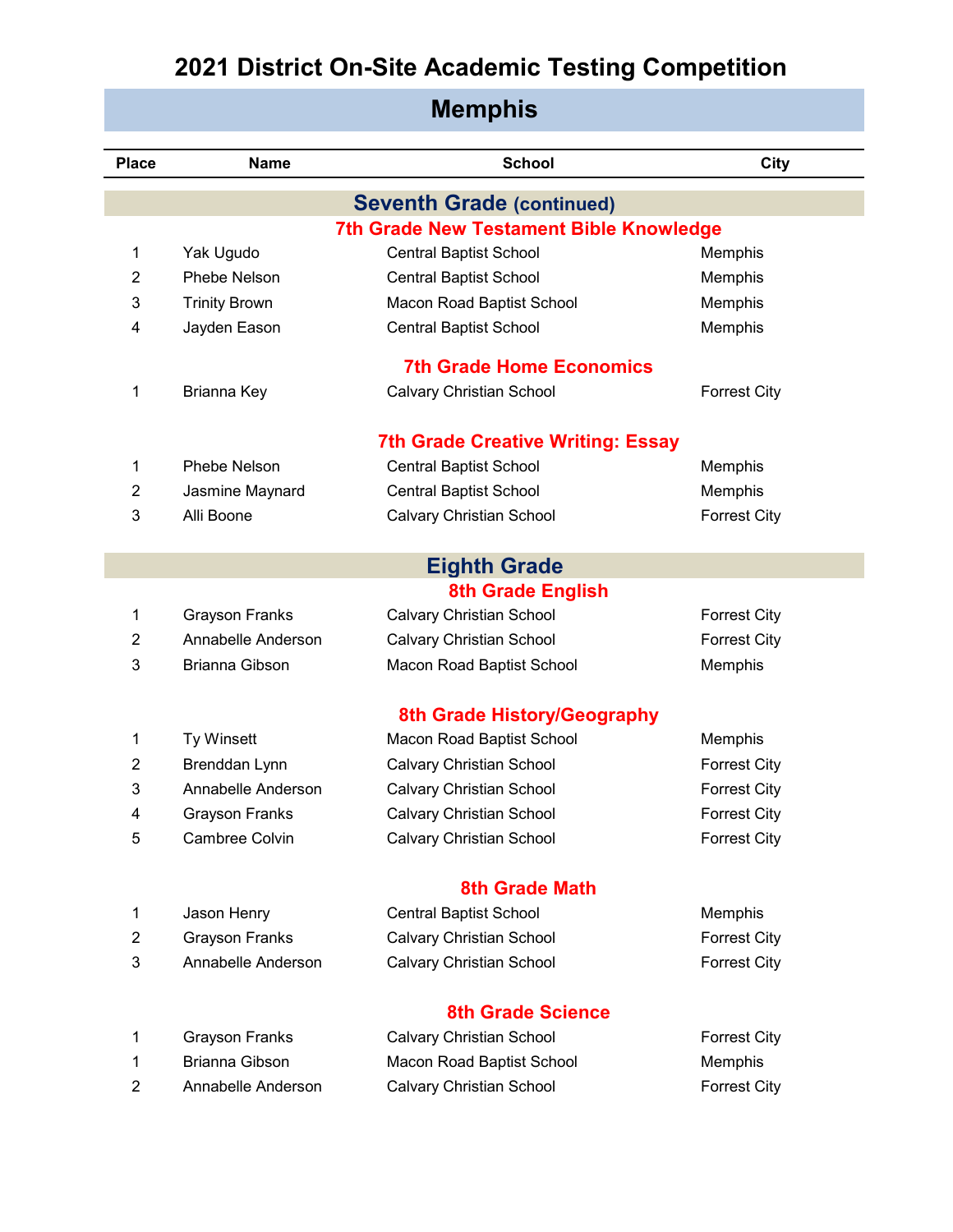# 2021 District On-Site Academic Testing Competition

## Memphis

| Place | Name | School | City |
|---|---|---|---|

### Seventh Grade (continued)

#### 7th Grade New Testament Bible Knowledge

| Place | Name | School | City |
|---|---|---|---|
| 1 | Yak Ugudo | Central Baptist School | Memphis |
| 2 | Phebe Nelson | Central Baptist School | Memphis |
| 3 | Trinity Brown | Macon Road Baptist School | Memphis |
| 4 | Jayden Eason | Central Baptist School | Memphis |

#### 7th Grade Home Economics

| Place | Name | School | City |
|---|---|---|---|
| 1 | Brianna Key | Calvary Christian School | Forrest City |

#### 7th Grade Creative Writing: Essay

| Place | Name | School | City |
|---|---|---|---|
| 1 | Phebe Nelson | Central Baptist School | Memphis |
| 2 | Jasmine Maynard | Central Baptist School | Memphis |
| 3 | Alli Boone | Calvary Christian School | Forrest City |

### Eighth Grade

#### 8th Grade English

| Place | Name | School | City |
|---|---|---|---|
| 1 | Grayson Franks | Calvary Christian School | Forrest City |
| 2 | Annabelle Anderson | Calvary Christian School | Forrest City |
| 3 | Brianna Gibson | Macon Road Baptist School | Memphis |

#### 8th Grade History/Geography

| Place | Name | School | City |
|---|---|---|---|
| 1 | Ty Winsett | Macon Road Baptist School | Memphis |
| 2 | Brenddan Lynn | Calvary Christian School | Forrest City |
| 3 | Annabelle Anderson | Calvary Christian School | Forrest City |
| 4 | Grayson Franks | Calvary Christian School | Forrest City |
| 5 | Cambree Colvin | Calvary Christian School | Forrest City |

#### 8th Grade Math

| Place | Name | School | City |
|---|---|---|---|
| 1 | Jason Henry | Central Baptist School | Memphis |
| 2 | Grayson Franks | Calvary Christian School | Forrest City |
| 3 | Annabelle Anderson | Calvary Christian School | Forrest City |

#### 8th Grade Science

| Place | Name | School | City |
|---|---|---|---|
| 1 | Grayson Franks | Calvary Christian School | Forrest City |
| 1 | Brianna Gibson | Macon Road Baptist School | Memphis |
| 2 | Annabelle Anderson | Calvary Christian School | Forrest City |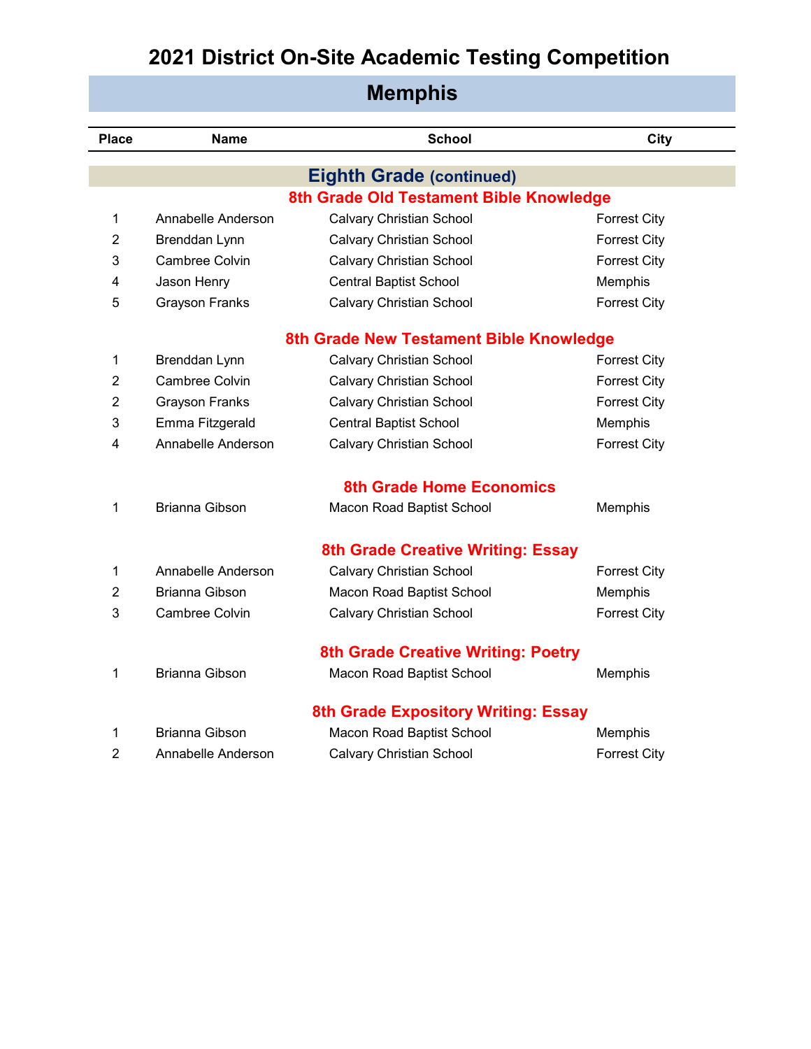# 2021 District On-Site Academic Testing Competition

## Memphis

| Place | Name | School | City |
|---|---|---|---|

### Eighth Grade (continued)

#### 8th Grade Old Testament Bible Knowledge

| Place | Name | School | City |
|---|---|---|---|
| 1 | Annabelle Anderson | Calvary Christian School | Forrest City |
| 2 | Brenddan Lynn | Calvary Christian School | Forrest City |
| 3 | Cambree Colvin | Calvary Christian School | Forrest City |
| 4 | Jason Henry | Central Baptist School | Memphis |
| 5 | Grayson Franks | Calvary Christian School | Forrest City |

#### 8th Grade New Testament Bible Knowledge

| Place | Name | School | City |
|---|---|---|---|
| 1 | Brenddan Lynn | Calvary Christian School | Forrest City |
| 2 | Cambree Colvin | Calvary Christian School | Forrest City |
| 2 | Grayson Franks | Calvary Christian School | Forrest City |
| 3 | Emma Fitzgerald | Central Baptist School | Memphis |
| 4 | Annabelle Anderson | Calvary Christian School | Forrest City |

#### 8th Grade Home Economics

| Place | Name | School | City |
|---|---|---|---|
| 1 | Brianna Gibson | Macon Road Baptist School | Memphis |

#### 8th Grade Creative Writing: Essay

| Place | Name | School | City |
|---|---|---|---|
| 1 | Annabelle Anderson | Calvary Christian School | Forrest City |
| 2 | Brianna Gibson | Macon Road Baptist School | Memphis |
| 3 | Cambree Colvin | Calvary Christian School | Forrest City |

#### 8th Grade Creative Writing: Poetry

| Place | Name | School | City |
|---|---|---|---|
| 1 | Brianna Gibson | Macon Road Baptist School | Memphis |

#### 8th Grade Expository Writing: Essay

| Place | Name | School | City |
|---|---|---|---|
| 1 | Brianna Gibson | Macon Road Baptist School | Memphis |
| 2 | Annabelle Anderson | Calvary Christian School | Forrest City |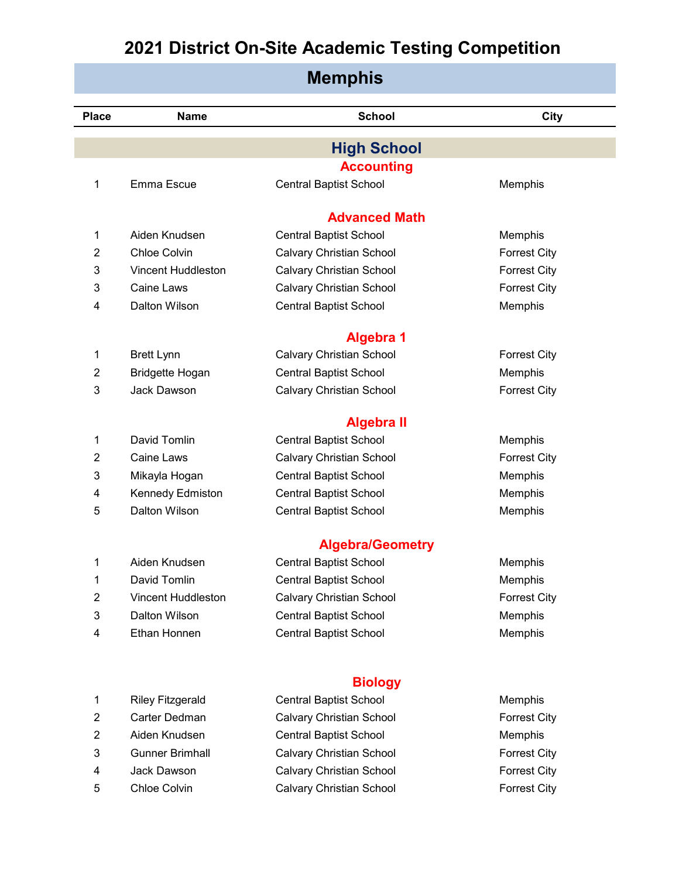# 2021 District On-Site Academic Testing Competition

## Memphis

| Place | Name | School | City |
|---|---|---|---|

## High School

### Accounting

| Place | Name | School | City |
|---|---|---|---|
| 1 | Emma Escue | Central Baptist School | Memphis |

### Advanced Math

| Place | Name | School | City |
|---|---|---|---|
| 1 | Aiden Knudsen | Central Baptist School | Memphis |
| 2 | Chloe Colvin | Calvary Christian School | Forrest City |
| 3 | Vincent Huddleston | Calvary Christian School | Forrest City |
| 3 | Caine Laws | Calvary Christian School | Forrest City |
| 4 | Dalton Wilson | Central Baptist School | Memphis |

### Algebra 1

| Place | Name | School | City |
|---|---|---|---|
| 1 | Brett Lynn | Calvary Christian School | Forrest City |
| 2 | Bridgette Hogan | Central Baptist School | Memphis |
| 3 | Jack Dawson | Calvary Christian School | Forrest City |

### Algebra II

| Place | Name | School | City |
|---|---|---|---|
| 1 | David Tomlin | Central Baptist School | Memphis |
| 2 | Caine Laws | Calvary Christian School | Forrest City |
| 3 | Mikayla Hogan | Central Baptist School | Memphis |
| 4 | Kennedy Edmiston | Central Baptist School | Memphis |
| 5 | Dalton Wilson | Central Baptist School | Memphis |

### Algebra/Geometry

| Place | Name | School | City |
|---|---|---|---|
| 1 | Aiden Knudsen | Central Baptist School | Memphis |
| 1 | David Tomlin | Central Baptist School | Memphis |
| 2 | Vincent Huddleston | Calvary Christian School | Forrest City |
| 3 | Dalton Wilson | Central Baptist School | Memphis |
| 4 | Ethan Honnen | Central Baptist School | Memphis |

### Biology

| Place | Name | School | City |
|---|---|---|---|
| 1 | Riley Fitzgerald | Central Baptist School | Memphis |
| 2 | Carter Dedman | Calvary Christian School | Forrest City |
| 2 | Aiden Knudsen | Central Baptist School | Memphis |
| 3 | Gunner Brimhall | Calvary Christian School | Forrest City |
| 4 | Jack Dawson | Calvary Christian School | Forrest City |
| 5 | Chloe Colvin | Calvary Christian School | Forrest City |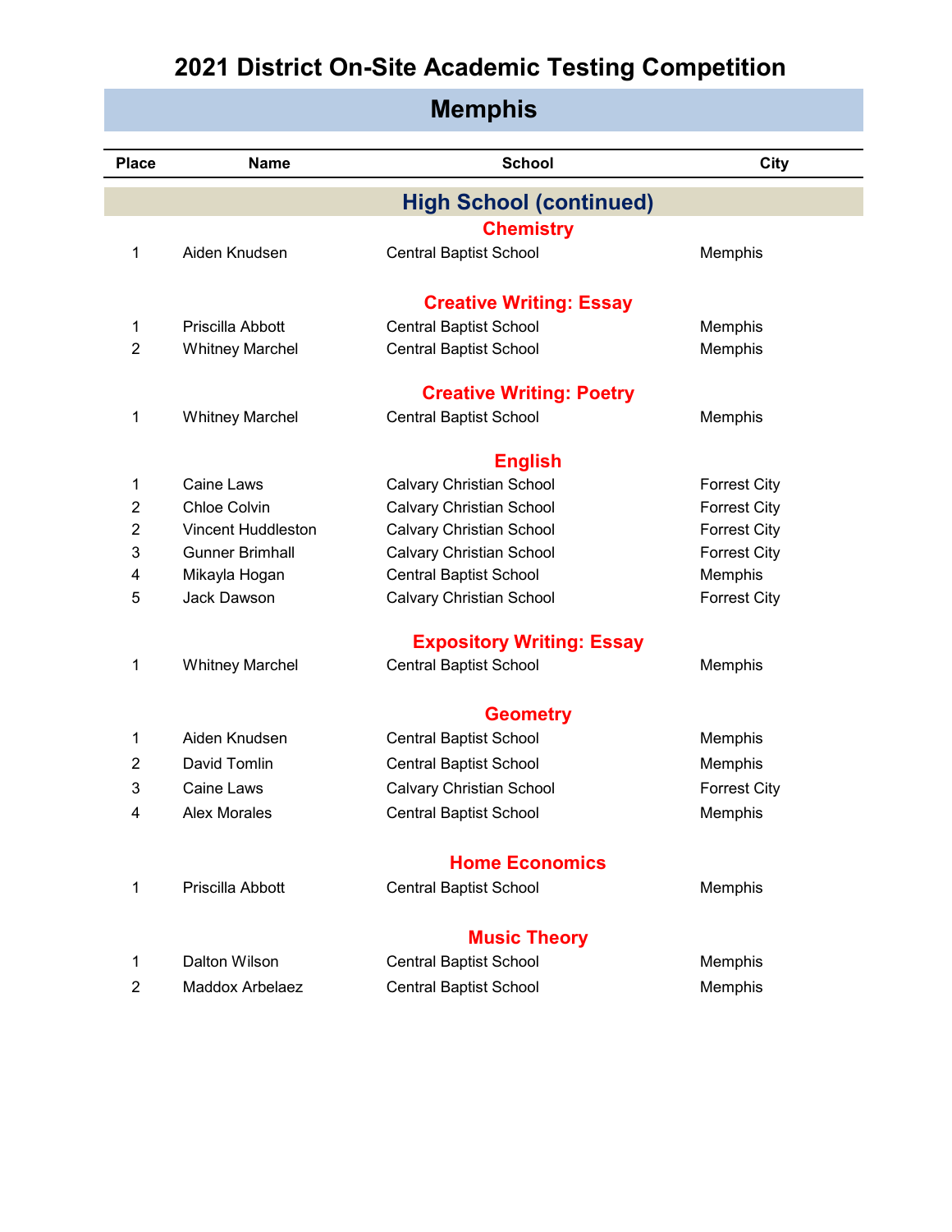# 2021 District On-Site Academic Testing Competition

## Memphis

| Place | Name | School | City |
|---|---|---|---|

### High School (continued)

#### Chemistry

| Place | Name | School | City |
|---|---|---|---|
| 1 | Aiden Knudsen | Central Baptist School | Memphis |

#### Creative Writing: Essay

| Place | Name | School | City |
|---|---|---|---|
| 1 | Priscilla Abbott | Central Baptist School | Memphis |
| 2 | Whitney Marchel | Central Baptist School | Memphis |

#### Creative Writing: Poetry

| Place | Name | School | City |
|---|---|---|---|
| 1 | Whitney Marchel | Central Baptist School | Memphis |

#### English

| Place | Name | School | City |
|---|---|---|---|
| 1 | Caine Laws | Calvary Christian School | Forrest City |
| 2 | Chloe Colvin | Calvary Christian School | Forrest City |
| 2 | Vincent Huddleston | Calvary Christian School | Forrest City |
| 3 | Gunner Brimhall | Calvary Christian School | Forrest City |
| 4 | Mikayla Hogan | Central Baptist School | Memphis |
| 5 | Jack Dawson | Calvary Christian School | Forrest City |

#### Expository Writing: Essay

| Place | Name | School | City |
|---|---|---|---|
| 1 | Whitney Marchel | Central Baptist School | Memphis |

#### Geometry

| Place | Name | School | City |
|---|---|---|---|
| 1 | Aiden Knudsen | Central Baptist School | Memphis |
| 2 | David Tomlin | Central Baptist School | Memphis |
| 3 | Caine Laws | Calvary Christian School | Forrest City |
| 4 | Alex Morales | Central Baptist School | Memphis |

#### Home Economics

| Place | Name | School | City |
|---|---|---|---|
| 1 | Priscilla Abbott | Central Baptist School | Memphis |

#### Music Theory

| Place | Name | School | City |
|---|---|---|---|
| 1 | Dalton Wilson | Central Baptist School | Memphis |
| 2 | Maddox Arbelaez | Central Baptist School | Memphis |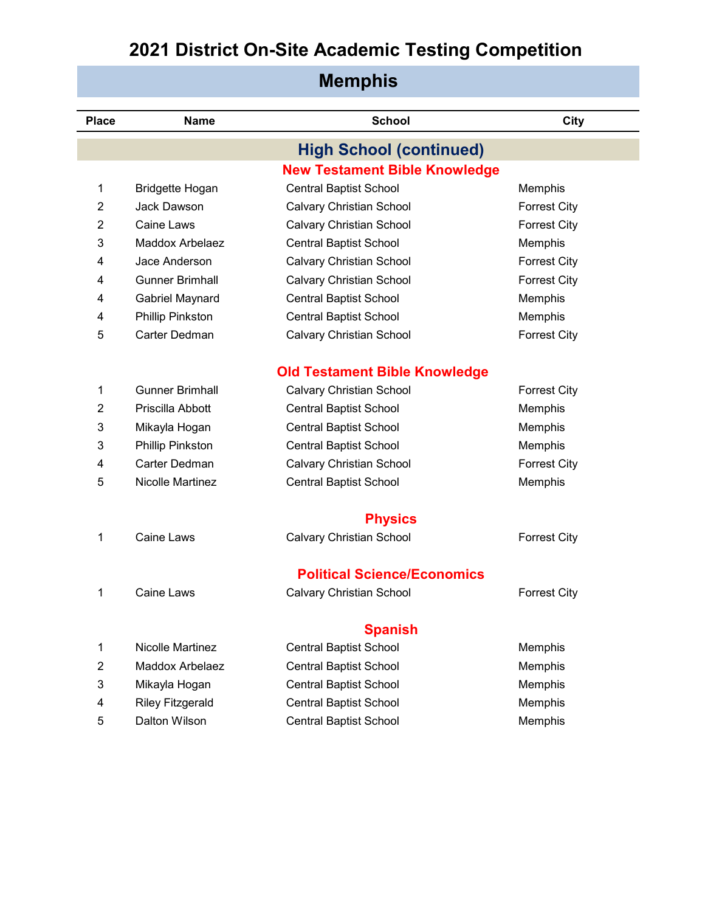# 2021 District On-Site Academic Testing Competition

## Memphis

| Place | Name | School | City |
|---|---|---|---|

### High School (continued)

#### New Testament Bible Knowledge

| Place | Name | School | City |
|---|---|---|---|
| 1 | Bridgette Hogan | Central Baptist School | Memphis |
| 2 | Jack Dawson | Calvary Christian School | Forrest City |
| 2 | Caine Laws | Calvary Christian School | Forrest City |
| 3 | Maddox Arbelaez | Central Baptist School | Memphis |
| 4 | Jace Anderson | Calvary Christian School | Forrest City |
| 4 | Gunner Brimhall | Calvary Christian School | Forrest City |
| 4 | Gabriel Maynard | Central Baptist School | Memphis |
| 4 | Phillip Pinkston | Central Baptist School | Memphis |
| 5 | Carter Dedman | Calvary Christian School | Forrest City |

#### Old Testament Bible Knowledge

| Place | Name | School | City |
|---|---|---|---|
| 1 | Gunner Brimhall | Calvary Christian School | Forrest City |
| 2 | Priscilla Abbott | Central Baptist School | Memphis |
| 3 | Mikayla Hogan | Central Baptist School | Memphis |
| 3 | Phillip Pinkston | Central Baptist School | Memphis |
| 4 | Carter Dedman | Calvary Christian School | Forrest City |
| 5 | Nicolle Martinez | Central Baptist School | Memphis |

#### Physics

| Place | Name | School | City |
|---|---|---|---|
| 1 | Caine Laws | Calvary Christian School | Forrest City |

#### Political Science/Economics

| Place | Name | School | City |
|---|---|---|---|
| 1 | Caine Laws | Calvary Christian School | Forrest City |

#### Spanish

| Place | Name | School | City |
|---|---|---|---|
| 1 | Nicolle Martinez | Central Baptist School | Memphis |
| 2 | Maddox Arbelaez | Central Baptist School | Memphis |
| 3 | Mikayla Hogan | Central Baptist School | Memphis |
| 4 | Riley Fitzgerald | Central Baptist School | Memphis |
| 5 | Dalton Wilson | Central Baptist School | Memphis |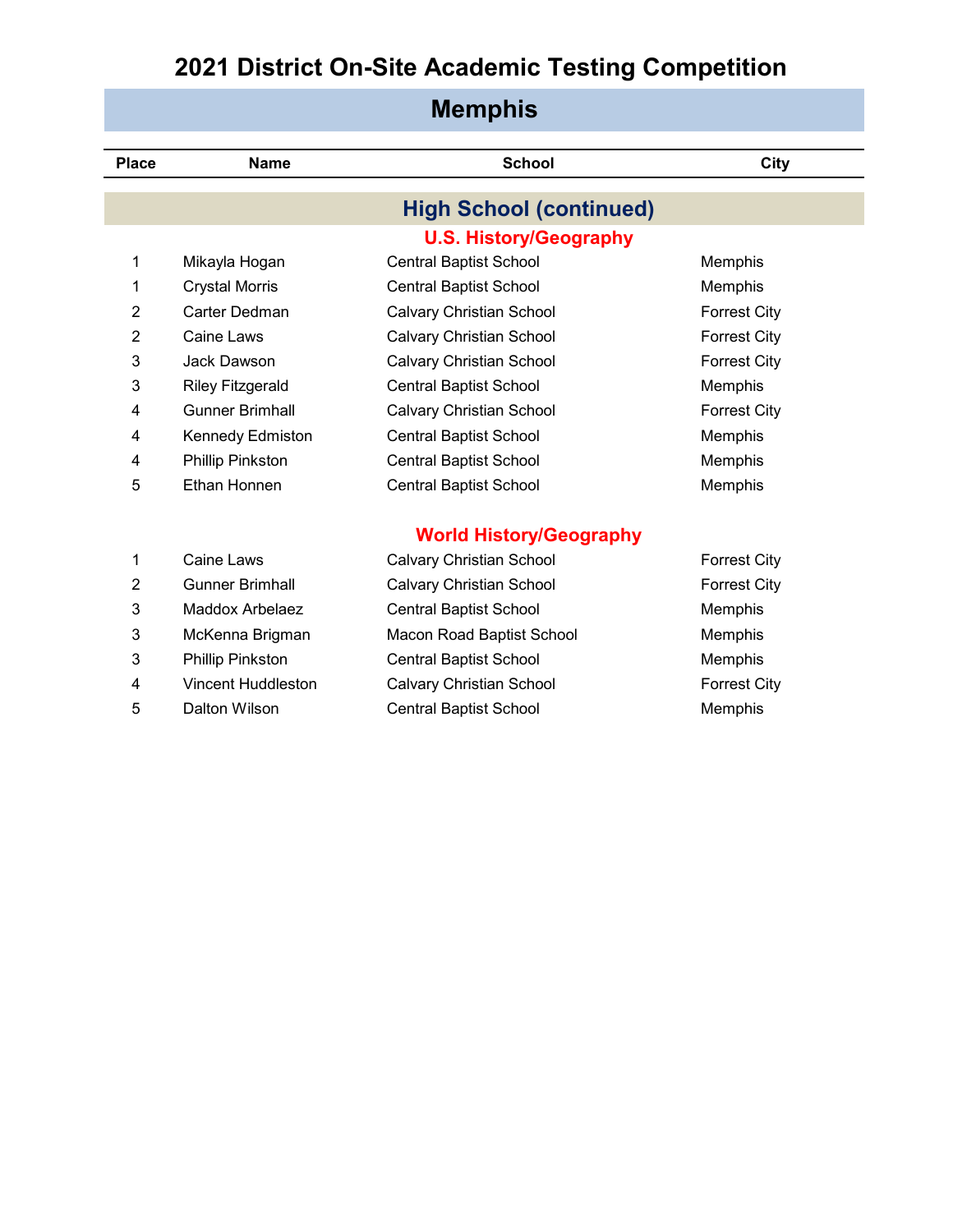# 2021 District On-Site Academic Testing Competition

## Memphis

| Place | Name | School | City |
|---|---|---|---|

## High School (continued)

### U.S. History/Geography

| Place | Name | School | City |
|---|---|---|---|
| 1 | Mikayla Hogan | Central Baptist School | Memphis |
| 1 | Crystal Morris | Central Baptist School | Memphis |
| 2 | Carter Dedman | Calvary Christian School | Forrest City |
| 2 | Caine Laws | Calvary Christian School | Forrest City |
| 3 | Jack Dawson | Calvary Christian School | Forrest City |
| 3 | Riley Fitzgerald | Central Baptist School | Memphis |
| 4 | Gunner Brimhall | Calvary Christian School | Forrest City |
| 4 | Kennedy Edmiston | Central Baptist School | Memphis |
| 4 | Phillip Pinkston | Central Baptist School | Memphis |
| 5 | Ethan Honnen | Central Baptist School | Memphis |

### World History/Geography

| Place | Name | School | City |
|---|---|---|---|
| 1 | Caine Laws | Calvary Christian School | Forrest City |
| 2 | Gunner Brimhall | Calvary Christian School | Forrest City |
| 3 | Maddox Arbelaez | Central Baptist School | Memphis |
| 3 | McKenna Brigman | Macon Road Baptist School | Memphis |
| 3 | Phillip Pinkston | Central Baptist School | Memphis |
| 4 | Vincent Huddleston | Calvary Christian School | Forrest City |
| 5 | Dalton Wilson | Central Baptist School | Memphis |